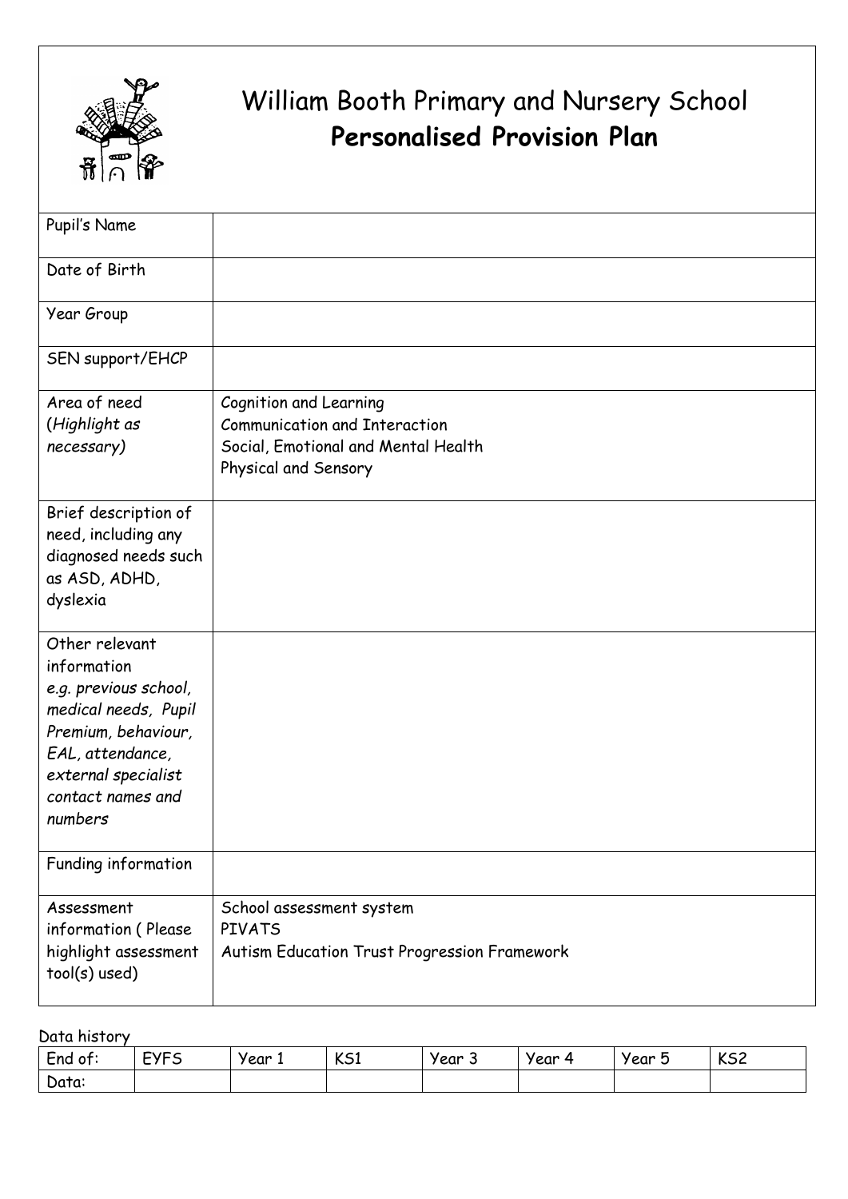# William Booth Primary and Nursery School
## **Personalised Provision Plan**

| | |
|---|---|
| Pupil's Name | |
| Date of Birth | |
| Year Group | |
| SEN support/EHCP | |
| Area of need (*Highlight as necessary*) | Cognition and Learning<br>Communication and Interaction<br>Social, Emotional and Mental Health<br>Physical and Sensory |
| Brief description of need, including any diagnosed needs such as ASD, ADHD, dyslexia | |
| Other relevant information<br>*e.g. previous school, medical needs, Pupil Premium, behaviour, EAL, attendance, external specialist contact names and numbers* | |
| Funding information | |
| Assessment information ( Please highlight assessment tool(s) used) | School assessment system<br>PIVATS<br>Autism Education Trust Progression Framework |

Data history

| End of: | EYFS | Year 1 | KS1 | Year 3 | Year 4 | Year 5 | KS2 |
|---|---|---|---|---|---|---|---|
| Data: | | | | | | | |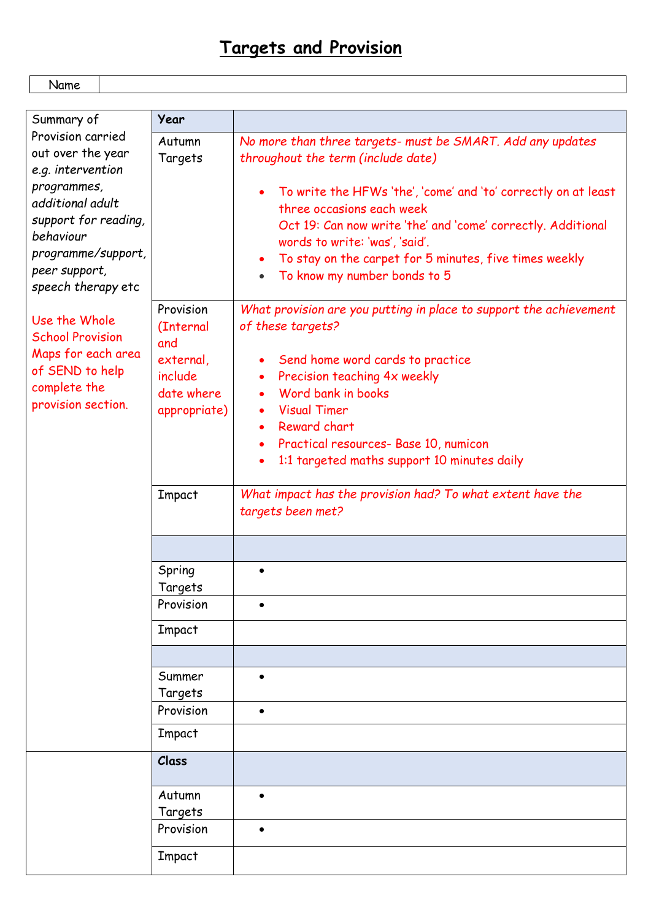# Targets and Provision

| Name | |
|---|---|

| | | |
|---|---|---|
| Summary of Provision carried out over the year *e.g. intervention programmes, additional adult support for reading, behaviour programme/support, peer support, speech therapy etc*<br><br>Use the Whole School Provision Maps for each area of SEND to help complete the provision section. | **Year** | |
| | Autumn Targets | *No more than three targets- must be SMART. Add any updates throughout the term (include date)*<br><br>• To write the HFWs 'the', 'come' and 'to' correctly on at least three occasions each week<br>Oct 19: Can now write 'the' and 'come' correctly. Additional words to write: 'was', 'said'.<br>• To stay on the carpet for 5 minutes, five times weekly<br>• To know my number bonds to 5 |
| | Provision (Internal and external, include date where appropriate) | *What provision are you putting in place to support the achievement of these targets?*<br><br>• Send home word cards to practice<br>• Precision teaching 4x weekly<br>• Word bank in books<br>• Visual Timer<br>• Reward chart<br>• Practical resources- Base 10, numicon<br>• 1:1 targeted maths support 10 minutes daily |
| | Impact | *What impact has the provision had? To what extent have the targets been met?* |
| | | |
| | Spring Targets | • |
| | Provision | • |
| | Impact | |
| | | |
| | Summer Targets | • |
| | Provision | • |
| | Impact | |
| | **Class** | |
| | Autumn Targets | • |
| | Provision | • |
| | Impact | |